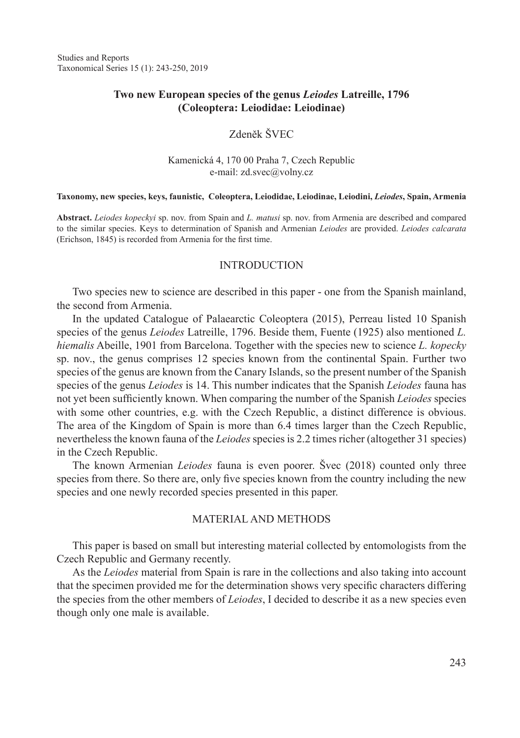# Two new European species of the genus *Leiodes* Latreille, 1796 (Coleoptera: Leiodidae: Leiodinae)

Zdeněk ŠVEC

Kamenická 4, 170 00 Praha 7, Czech Republic
e-mail: zd.svec@volny.cz

**Taxonomy, new species, keys, faunistic, Coleoptera, Leiodidae, Leiodinae, Leiodini, *Leiodes*, Spain, Armenia**

**Abstract.** *Leiodes kopeckyi* sp. nov. from Spain and *L. matusi* sp. nov. from Armenia are described and compared to the similar species. Keys to determination of Spanish and Armenian *Leiodes* are provided. *Leiodes calcarata* (Erichson, 1845) is recorded from Armenia for the first time.

## INTRODUCTION

Two species new to science are described in this paper - one from the Spanish mainland, the second from Armenia.

In the updated Catalogue of Palaearctic Coleoptera (2015), Perreau listed 10 Spanish species of the genus *Leiodes* Latreille, 1796. Beside them, Fuente (1925) also mentioned *L. hiemalis* Abeille, 1901 from Barcelona. Together with the species new to science *L. kopecky* sp. nov., the genus comprises 12 species known from the continental Spain. Further two species of the genus are known from the Canary Islands, so the present number of the Spanish species of the genus *Leiodes* is 14. This number indicates that the Spanish *Leiodes* fauna has not yet been sufficiently known. When comparing the number of the Spanish *Leiodes* species with some other countries, e.g. with the Czech Republic, a distinct difference is obvious. The area of the Kingdom of Spain is more than 6.4 times larger than the Czech Republic, nevertheless the known fauna of the *Leiodes* species is 2.2 times richer (altogether 31 species) in the Czech Republic.

The known Armenian *Leiodes* fauna is even poorer. Švec (2018) counted only three species from there. So there are, only five species known from the country including the new species and one newly recorded species presented in this paper.

## MATERIAL AND METHODS

This paper is based on small but interesting material collected by entomologists from the Czech Republic and Germany recently.

As the *Leiodes* material from Spain is rare in the collections and also taking into account that the specimen provided me for the determination shows very specific characters differing the species from the other members of *Leiodes*, I decided to describe it as a new species even though only one male is available.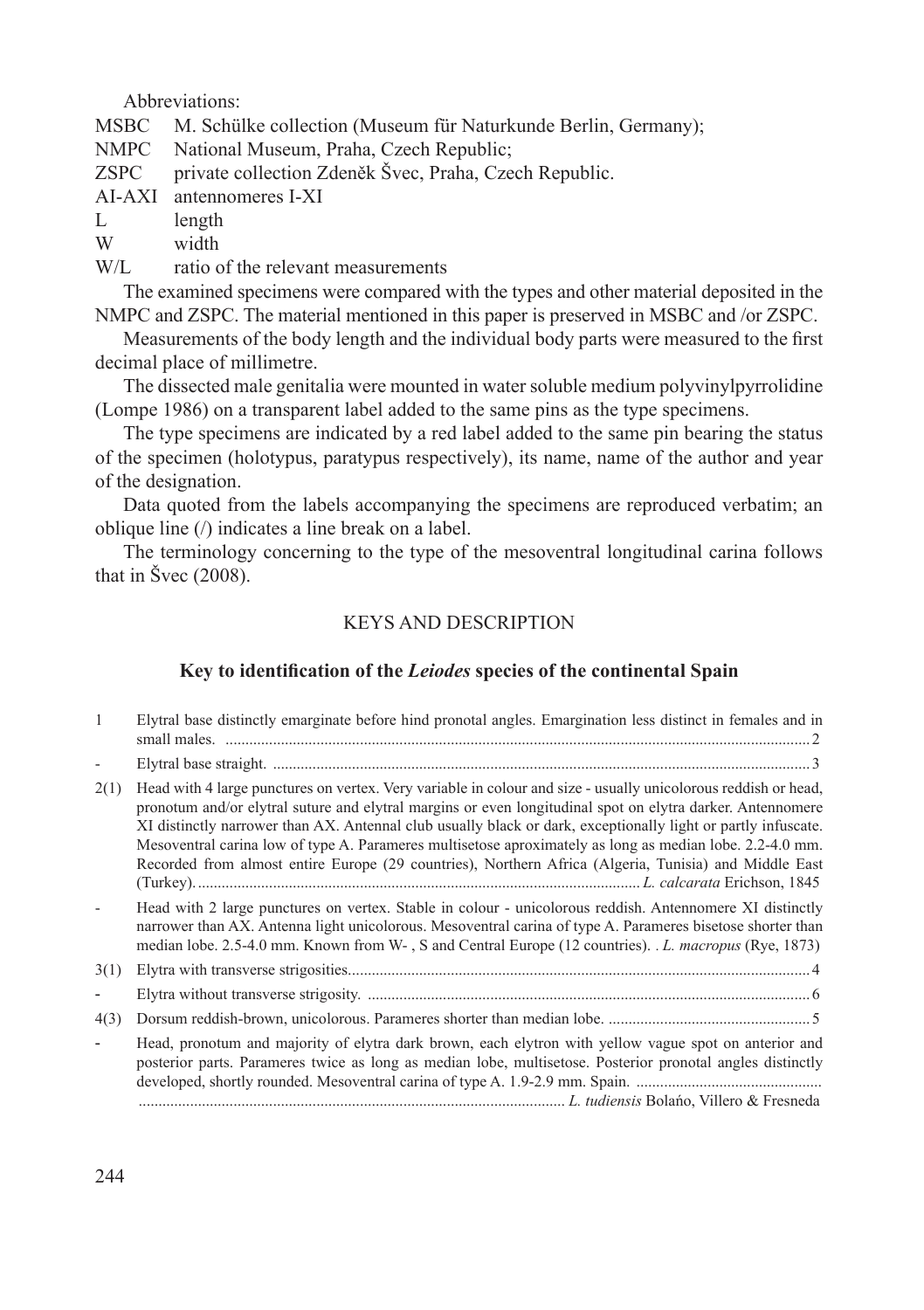Abbreviations:

MSBC M. Schülke collection (Museum für Naturkunde Berlin, Germany);
NMPC National Museum, Praha, Czech Republic;
ZSPC private collection Zdeněk Švec, Praha, Czech Republic.
AI-AXI antennomeres I-XI
L length
W width
W/L ratio of the relevant measurements

The examined specimens were compared with the types and other material deposited in the NMPC and ZSPC. The material mentioned in this paper is preserved in MSBC and /or ZSPC.

Measurements of the body length and the individual body parts were measured to the first decimal place of millimetre.

The dissected male genitalia were mounted in water soluble medium polyvinylpyrrolidine (Lompe 1986) on a transparent label added to the same pins as the type specimens.

The type specimens are indicated by a red label added to the same pin bearing the status of the specimen (holotypus, paratypus respectively), its name, name of the author and year of the designation.

Data quoted from the labels accompanying the specimens are reproduced verbatim; an oblique line (/) indicates a line break on a label.

The terminology concerning to the type of the mesoventral longitudinal carina follows that in Švec (2008).

## KEYS AND DESCRIPTION

### Key to identification of the *Leiodes* species of the continental Spain

1 Elytral base distinctly emarginate before hind pronotal angles. Emargination less distinct in females and in small males. .......... 2

\- Elytral base straight. .......... 3

2(1) Head with 4 large punctures on vertex. Very variable in colour and size - usually unicolorous reddish or head, pronotum and/or elytral suture and elytral margins or even longitudinal spot on elytra darker. Antennomere XI distinctly narrower than AX. Antennal club usually black or dark, exceptionally light or partly infuscate. Mesoventral carina low of type A. Parameres multisetose aproximately as long as median lobe. 2.2-4.0 mm. Recorded from almost entire Europe (29 countries), Northern Africa (Algeria, Tunisia) and Middle East (Turkey). .......... *L. calcarata* Erichson, 1845

\- Head with 2 large punctures on vertex. Stable in colour - unicolorous reddish. Antennomere XI distinctly narrower than AX. Antenna light unicolorous. Mesoventral carina of type A. Parameres bisetose shorter than median lobe. 2.5-4.0 mm. Known from W- , S and Central Europe (12 countries). . *L. macropus* (Rye, 1873)

3(1) Elytra with transverse strigosities. .......... 4

\- Elytra without transverse strigosity. .......... 6

4(3) Dorsum reddish-brown, unicolorous. Parameres shorter than median lobe. .......... 5

\- Head, pronotum and majority of elytra dark brown, each elytron with yellow vague spot on anterior and posterior parts. Parameres twice as long as median lobe, multisetose. Posterior pronotal angles distinctly developed, shortly rounded. Mesoventral carina of type A. 1.9-2.9 mm. Spain. .......... *L. tudiensis* Bolańo, Villero & Fresneda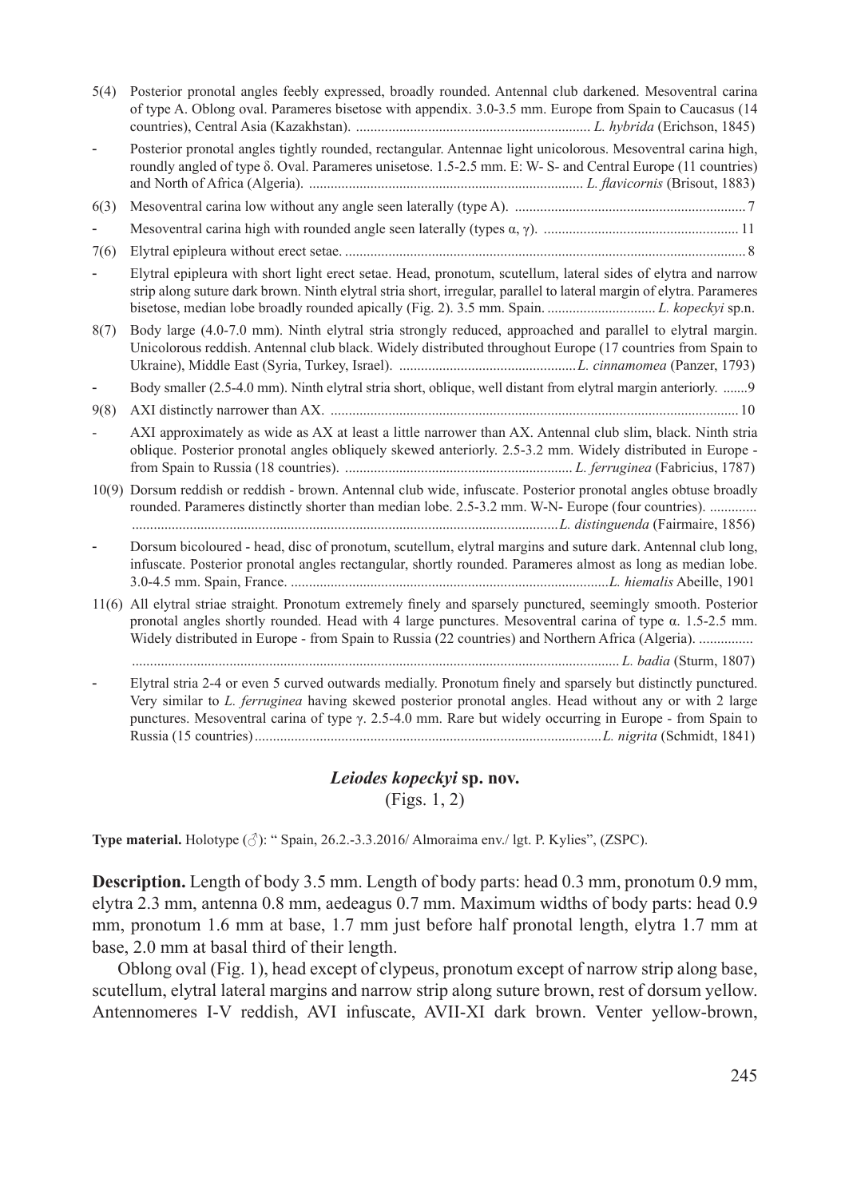5(4) Posterior pronotal angles feebly expressed, broadly rounded. Antennal club darkened. Mesoventral carina of type A. Oblong oval. Parameres bisetose with appendix. 3.0-3.5 mm. Europe from Spain to Caucasus (14 countries), Central Asia (Kazakhstan). ................................................................ *L. hybrida* (Erichson, 1845)

\- Posterior pronotal angles tightly rounded, rectangular. Antennae light unicolorous. Mesoventral carina high, roundly angled of type δ. Oval. Parameres unisetose. 1.5-2.5 mm. E: W- S- and Central Europe (11 countries) and North of Africa (Algeria). ........................................................................... *L. flavicornis* (Brisout, 1883)

6(3) Mesoventral carina low without any angle seen laterally (type A). ............................................................... 7

\- Mesoventral carina high with rounded angle seen laterally (types α, γ). ..................................................... 11

7(6) Elytral epipleura without erect setae. .............................................................................................................. 8

\- Elytral epipleura with short light erect setae. Head, pronotum, scutellum, lateral sides of elytra and narrow strip along suture dark brown. Ninth elytral stria short, irregular, parallel to lateral margin of elytra. Parameres bisetose, median lobe broadly rounded apically (Fig. 2). 3.5 mm. Spain. .............................. *L. kopeckyi* sp.n.

8(7) Body large (4.0-7.0 mm). Ninth elytral stria strongly reduced, approached and parallel to elytral margin. Unicolorous reddish. Antennal club black. Widely distributed throughout Europe (17 countries from Spain to Ukraine), Middle East (Syria, Turkey, Israel). ................................................*L. cinnamomea* (Panzer, 1793)

\- Body smaller (2.5-4.0 mm). Ninth elytral stria short, oblique, well distant from elytral margin anteriorly. .......9

9(8) AXI distinctly narrower than AX. ................................................................................................................ 10

\- AXI approximately as wide as AX at least a little narrower than AX. Antennal club slim, black. Ninth stria oblique. Posterior pronotal angles obliquely skewed anteriorly. 2.5-3.2 mm. Widely distributed in Europe - from Spain to Russia (18 countries). .............................................................. *L. ferruginea* (Fabricius, 1787)

10(9) Dorsum reddish or reddish - brown. Antennal club wide, infuscate. Posterior pronotal angles obtuse broadly rounded. Parameres distinctly shorter than median lobe. 2.5-3.2 mm. W-N- Europe (four countries). ............. .....................................................................................................................*L. distinguenda* (Fairmaire, 1856)

\- Dorsum bicoloured - head, disc of pronotum, scutellum, elytral margins and suture dark. Antennal club long, infuscate. Posterior pronotal angles rectangular, shortly rounded. Parameres almost as long as median lobe. 3.0-4.5 mm. Spain, France. .......................................................................................*L. hiemalis* Abeille, 1901

11(6) All elytral striae straight. Pronotum extremely finely and sparsely punctured, seemingly smooth. Posterior pronotal angles shortly rounded. Head with 4 large punctures. Mesoventral carina of type α. 1.5-2.5 mm. Widely distributed in Europe - from Spain to Russia (22 countries) and Northern Africa (Algeria). ............... ..................................................................................................................................... *L. badia* (Sturm, 1807)

\- Elytral stria 2-4 or even 5 curved outwards medially. Pronotum finely and sparsely but distinctly punctured. Very similar to *L. ferruginea* having skewed posterior pronotal angles. Head without any or with 2 large punctures. Mesoventral carina of type γ. 2.5-4.0 mm. Rare but widely occurring in Europe - from Spain to Russia (15 countries)...............................................................................................*L. nigrita* (Schmidt, 1841)

## ***Leiodes kopeckyi* sp. nov.**

(Figs. 1, 2)

**Type material.** Holotype (♂): " Spain, 26.2.-3.3.2016/ Almoraima env./ lgt. P. Kylies", (ZSPC).

**Description.** Length of body 3.5 mm. Length of body parts: head 0.3 mm, pronotum 0.9 mm, elytra 2.3 mm, antenna 0.8 mm, aedeagus 0.7 mm. Maximum widths of body parts: head 0.9 mm, pronotum 1.6 mm at base, 1.7 mm just before half pronotal length, elytra 1.7 mm at base, 2.0 mm at basal third of their length.

Oblong oval (Fig. 1), head except of clypeus, pronotum except of narrow strip along base, scutellum, elytral lateral margins and narrow strip along suture brown, rest of dorsum yellow. Antennomeres I-V reddish, AVI infuscate, AVII-XI dark brown. Venter yellow-brown,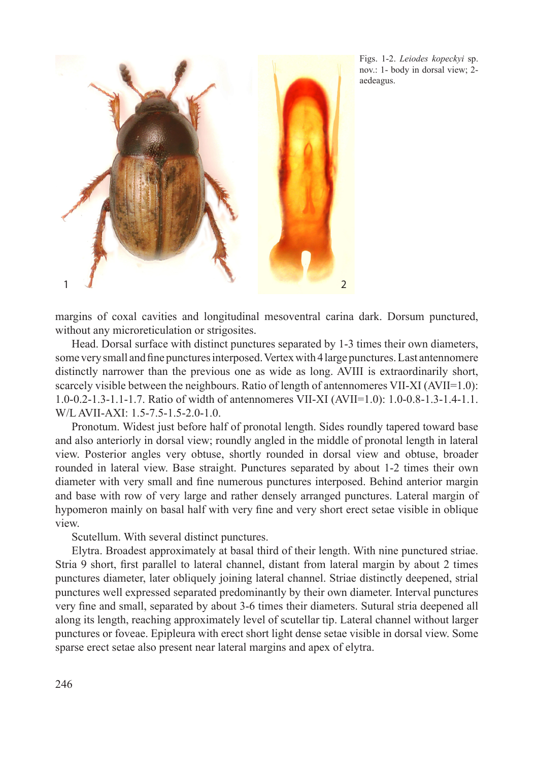Figs. 1-2. *Leiodes kopeckyi* sp. nov.: 1- body in dorsal view; 2- aedeagus.

margins of coxal cavities and longitudinal mesoventral carina dark. Dorsum punctured, without any microreticulation or strigosites.

Head. Dorsal surface with distinct punctures separated by 1-3 times their own diameters, some very small and fine punctures interposed. Vertex with 4 large punctures. Last antennomere distinctly narrower than the previous one as wide as long. AVIII is extraordinarily short, scarcely visible between the neighbours. Ratio of length of antennomeres VII-XI (AVII=1.0): 1.0-0.2-1.3-1.1-1.7. Ratio of width of antennomeres VII-XI (AVII=1.0): 1.0-0.8-1.3-1.4-1.1. W/L AVII-AXI: 1.5-7.5-1.5-2.0-1.0.

Pronotum. Widest just before half of pronotal length. Sides roundly tapered toward base and also anteriorly in dorsal view; roundly angled in the middle of pronotal length in lateral view. Posterior angles very obtuse, shortly rounded in dorsal view and obtuse, broader rounded in lateral view. Base straight. Punctures separated by about 1-2 times their own diameter with very small and fine numerous punctures interposed. Behind anterior margin and base with row of very large and rather densely arranged punctures. Lateral margin of hypomeron mainly on basal half with very fine and very short erect setae visible in oblique view.

Scutellum. With several distinct punctures.

Elytra. Broadest approximately at basal third of their length. With nine punctured striae. Stria 9 short, first parallel to lateral channel, distant from lateral margin by about 2 times punctures diameter, later obliquely joining lateral channel. Striae distinctly deepened, strial punctures well expressed separated predominantly by their own diameter. Interval punctures very fine and small, separated by about 3-6 times their diameters. Sutural stria deepened all along its length, reaching approximately level of scutellar tip. Lateral channel without larger punctures or foveae. Epipleura with erect short light dense setae visible in dorsal view. Some sparse erect setae also present near lateral margins and apex of elytra.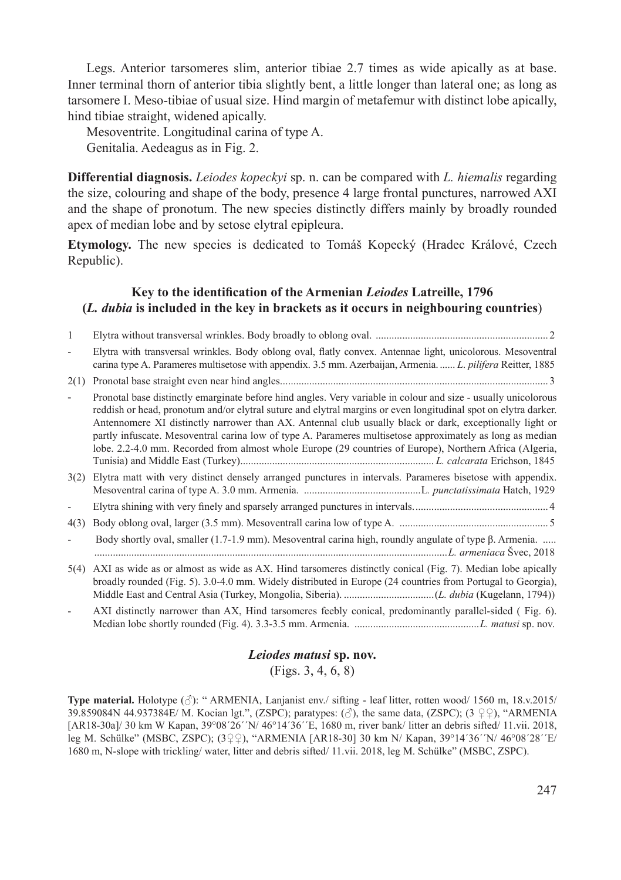Legs. Anterior tarsomeres slim, anterior tibiae 2.7 times as wide apically as at base. Inner terminal thorn of anterior tibia slightly bent, a little longer than lateral one; as long as tarsomere I. Meso-tibiae of usual size. Hind margin of metafemur with distinct lobe apically, hind tibiae straight, widened apically.

Mesoventrite. Longitudinal carina of type A.

Genitalia. Aedeagus as in Fig. 2.

**Differential diagnosis.** *Leiodes kopeckyi* sp. n. can be compared with *L. hiemalis* regarding the size, colouring and shape of the body, presence 4 large frontal punctures, narrowed AXI and the shape of pronotum. The new species distinctly differs mainly by broadly rounded apex of median lobe and by setose elytral epipleura.

**Etymology.** The new species is dedicated to Tomáš Kopecký (Hradec Králové, Czech Republic).

## Key to the identification of the Armenian *Leiodes* Latreille, 1796 (*L. dubia* is included in the key in brackets as it occurs in neighbouring countries)

1 Elytra without transversal wrinkles. Body broadly to oblong oval. ................................................................ 2

\- Elytra with transversal wrinkles. Body oblong oval, flatly convex. Antennae light, unicolorous. Mesoventral carina type A. Parameres multisetose with appendix. 3.5 mm. Azerbaijan, Armenia. ...... *L. pilifera* Reitter, 1885

2(1) Pronotal base straight even near hind angles.................................................................................................... 3

\- Pronotal base distinctly emarginate before hind angles. Very variable in colour and size - usually unicolorous reddish or head, pronotum and/or elytral suture and elytral margins or even longitudinal spot on elytra darker. Antennomere XI distinctly narrower than AX. Antennal club usually black or dark, exceptionally light or partly infuscate. Mesoventral carina low of type A. Parameres multisetose approximately as long as median lobe. 2.2-4.0 mm. Recorded from almost whole Europe (29 countries of Europe), Northern Africa (Algeria, Tunisia) and Middle East (Turkey)....................................................................... *L. calcarata* Erichson, 1845

3(2) Elytra matt with very distinct densely arranged punctures in intervals. Parameres bisetose with appendix. Mesoventral carina of type A. 3.0 mm. Armenia. ............................................L*. punctatissimata* Hatch, 1929

\- Elytra shining with very finely and sparsely arranged punctures in intervals................................................. 4

4(3) Body oblong oval, larger (3.5 mm). Mesoventrall carina low of type A. ....................................................... 5

\- Body shortly oval, smaller (1.7-1.9 mm). Mesoventral carina high, roundly angulate of type β. Armenia. ..... ....................................................................................................................................*L. armeniaca* Švec, 2018

5(4) AXI as wide as or almost as wide as AX. Hind tarsomeres distinctly conical (Fig. 7). Median lobe apically broadly rounded (Fig. 5). 3.0-4.0 mm. Widely distributed in Europe (24 countries from Portugal to Georgia), Middle East and Central Asia (Turkey, Mongolia, Siberia). .................................(*L. dubia* (Kugelann, 1794))

\- AXI distinctly narrower than AX, Hind tarsomeres feebly conical, predominantly parallel-sided ( Fig. 6). Median lobe shortly rounded (Fig. 4). 3.3-3.5 mm. Armenia. ..............................................*L. matusi* sp. nov.

### *Leiodes matusi* sp. nov.
(Figs. 3, 4, 6, 8)

**Type material.** Holotype (♂): " ARMENIA, Lanjanist env./ sifting - leaf litter, rotten wood/ 1560 m, 18.v.2015/ 39.859084N 44.937384E/ M. Kocian lgt.", (ZSPC); paratypes: (♂), the same data, (ZSPC); (3 ♀♀), "ARMENIA [AR18-30a]/ 30 km W Kapan, 39°08´26´´N/ 46°14´36´´E, 1680 m, river bank/ litter an debris sifted/ 11.vii. 2018, leg M. Schülke" (MSBC, ZSPC); (3♀♀), "ARMENIA [AR18-30] 30 km N/ Kapan, 39°14´36´´N/ 46°08´28´´E/ 1680 m, N-slope with trickling/ water, litter and debris sifted/ 11.vii. 2018, leg M. Schülke" (MSBC, ZSPC).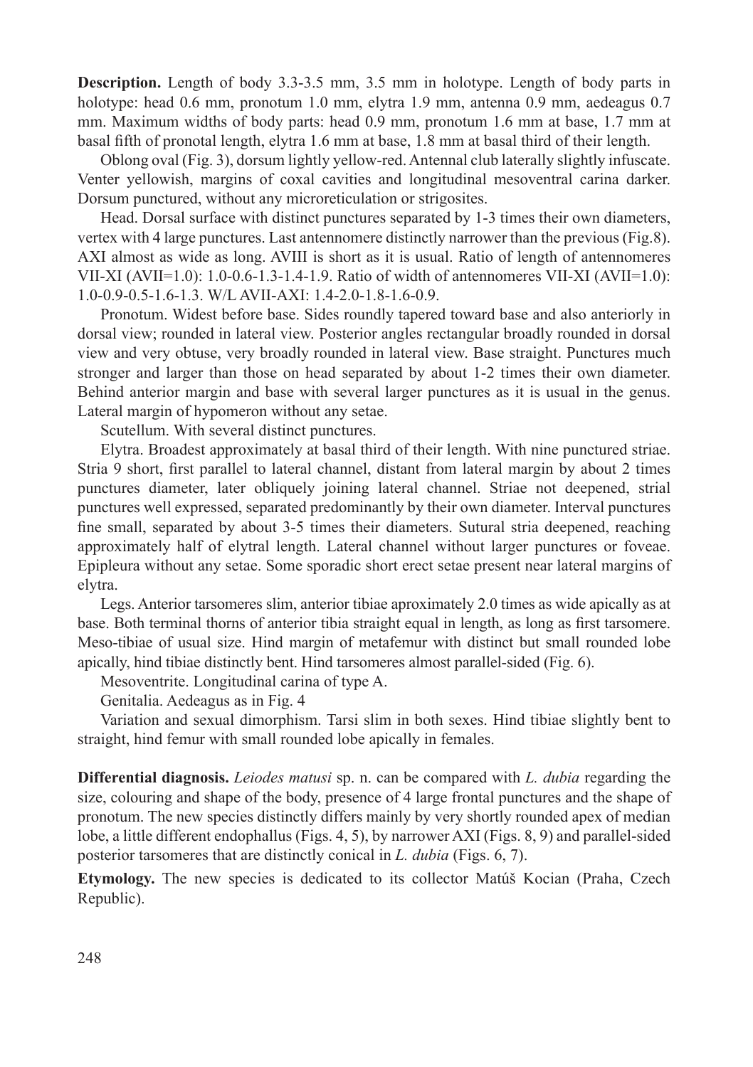**Description.** Length of body 3.3-3.5 mm, 3.5 mm in holotype. Length of body parts in holotype: head 0.6 mm, pronotum 1.0 mm, elytra 1.9 mm, antenna 0.9 mm, aedeagus 0.7 mm. Maximum widths of body parts: head 0.9 mm, pronotum 1.6 mm at base, 1.7 mm at basal fifth of pronotal length, elytra 1.6 mm at base, 1.8 mm at basal third of their length.

Oblong oval (Fig. 3), dorsum lightly yellow-red. Antennal club laterally slightly infuscate. Venter yellowish, margins of coxal cavities and longitudinal mesoventral carina darker. Dorsum punctured, without any microreticulation or strigosites.

Head. Dorsal surface with distinct punctures separated by 1-3 times their own diameters, vertex with 4 large punctures. Last antennomere distinctly narrower than the previous (Fig.8). AXI almost as wide as long. AVIII is short as it is usual. Ratio of length of antennomeres VII-XI (AVII=1.0): 1.0-0.6-1.3-1.4-1.9. Ratio of width of antennomeres VII-XI (AVII=1.0): 1.0-0.9-0.5-1.6-1.3. W/L AVII-AXI: 1.4-2.0-1.8-1.6-0.9.

Pronotum. Widest before base. Sides roundly tapered toward base and also anteriorly in dorsal view; rounded in lateral view. Posterior angles rectangular broadly rounded in dorsal view and very obtuse, very broadly rounded in lateral view. Base straight. Punctures much stronger and larger than those on head separated by about 1-2 times their own diameter. Behind anterior margin and base with several larger punctures as it is usual in the genus. Lateral margin of hypomeron without any setae.

Scutellum. With several distinct punctures.

Elytra. Broadest approximately at basal third of their length. With nine punctured striae. Stria 9 short, first parallel to lateral channel, distant from lateral margin by about 2 times punctures diameter, later obliquely joining lateral channel. Striae not deepened, strial punctures well expressed, separated predominantly by their own diameter. Interval punctures fine small, separated by about 3-5 times their diameters. Sutural stria deepened, reaching approximately half of elytral length. Lateral channel without larger punctures or foveae. Epipleura without any setae. Some sporadic short erect setae present near lateral margins of elytra.

Legs. Anterior tarsomeres slim, anterior tibiae aproximately 2.0 times as wide apically as at base. Both terminal thorns of anterior tibia straight equal in length, as long as first tarsomere. Meso-tibiae of usual size. Hind margin of metafemur with distinct but small rounded lobe apically, hind tibiae distinctly bent. Hind tarsomeres almost parallel-sided (Fig. 6).

Mesoventrite. Longitudinal carina of type A.

Genitalia. Aedeagus as in Fig. 4

Variation and sexual dimorphism. Tarsi slim in both sexes. Hind tibiae slightly bent to straight, hind femur with small rounded lobe apically in females.

**Differential diagnosis.** *Leiodes matusi* sp. n. can be compared with *L. dubia* regarding the size, colouring and shape of the body, presence of 4 large frontal punctures and the shape of pronotum. The new species distinctly differs mainly by very shortly rounded apex of median lobe, a little different endophallus (Figs. 4, 5), by narrower AXI (Figs. 8, 9) and parallel-sided posterior tarsomeres that are distinctly conical in *L. dubia* (Figs. 6, 7).

**Etymology.** The new species is dedicated to its collector Matúš Kocian (Praha, Czech Republic).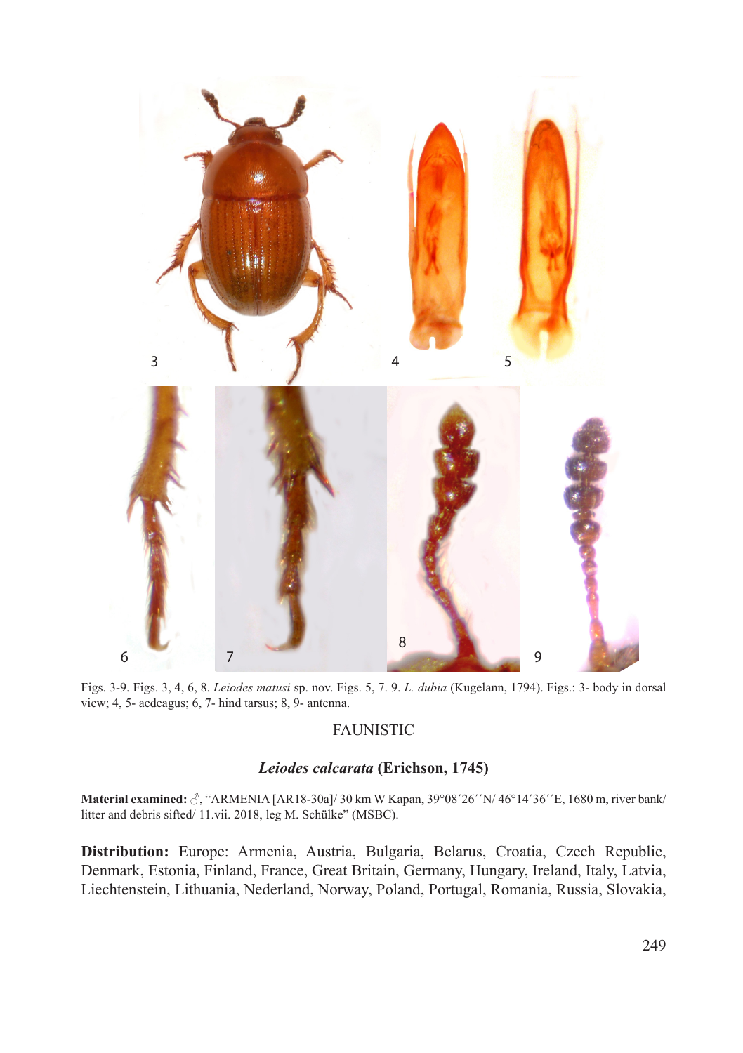Figs. 3-9. Figs. 3, 4, 6, 8. *Leiodes matusi* sp. nov. Figs. 5, 7. 9. *L. dubia* (Kugelann, 1794). Figs.: 3- body in dorsal view; 4, 5- aedeagus; 6, 7- hind tarsus; 8, 9- antenna.

## FAUNISTIC

### *Leiodes calcarata* (Erichson, 1745)

**Material examined:** ♂, "ARMENIA [AR18-30a]/ 30 km W Kapan, 39°08´26´´N/ 46°14´36´´E, 1680 m, river bank/ litter and debris sifted/ 11.vii. 2018, leg M. Schülke" (MSBC).

**Distribution:** Europe: Armenia, Austria, Bulgaria, Belarus, Croatia, Czech Republic, Denmark, Estonia, Finland, France, Great Britain, Germany, Hungary, Ireland, Italy, Latvia, Liechtenstein, Lithuania, Nederland, Norway, Poland, Portugal, Romania, Russia, Slovakia,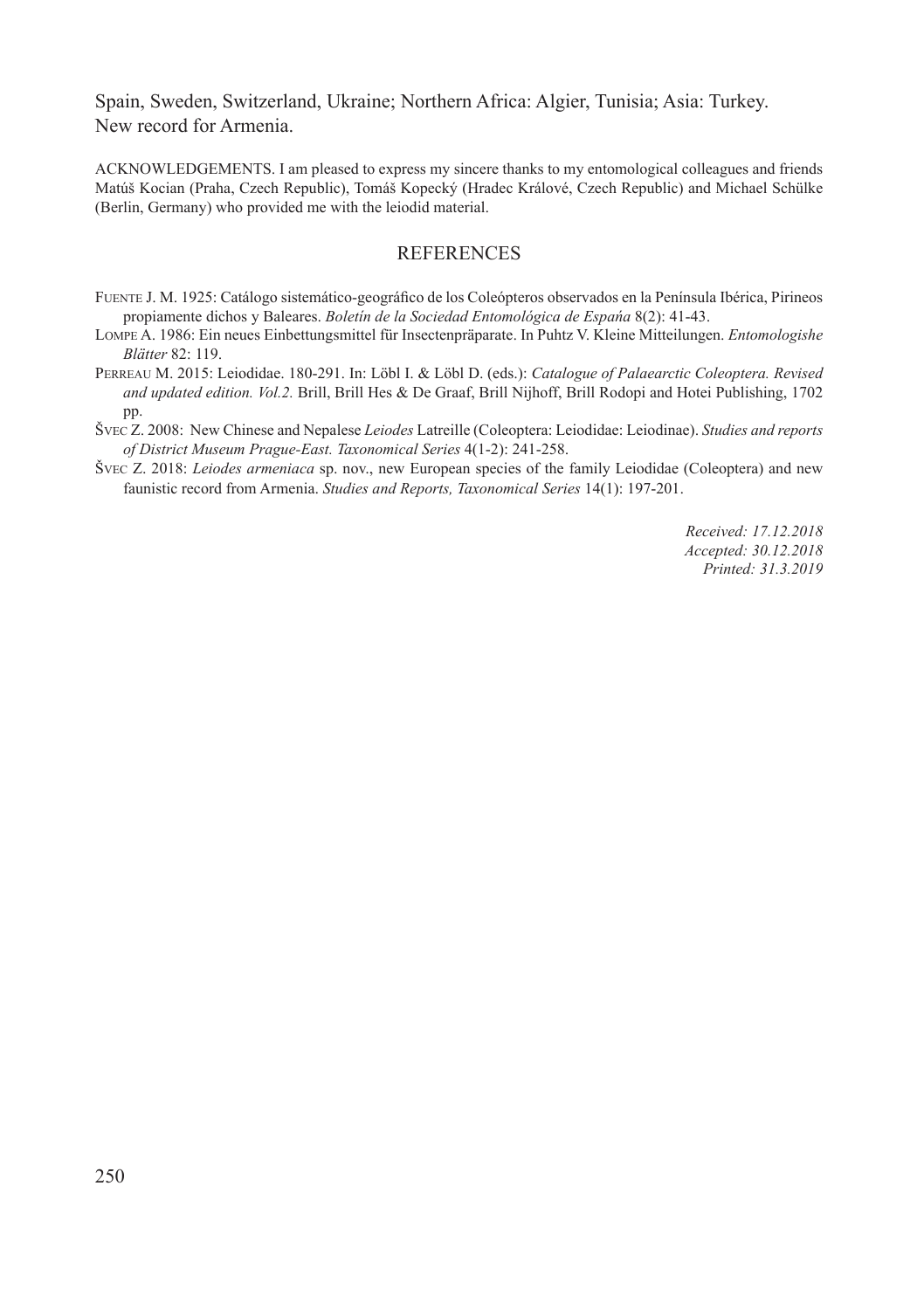Spain, Sweden, Switzerland, Ukraine; Northern Africa: Algier, Tunisia; Asia: Turkey. New record for Armenia.

ACKNOWLEDGEMENTS. I am pleased to express my sincere thanks to my entomological colleagues and friends Matúš Kocian (Praha, Czech Republic), Tomáš Kopecký (Hradec Králové, Czech Republic) and Michael Schülke (Berlin, Germany) who provided me with the leiodid material.

## REFERENCES

Fuente J. M. 1925: Catálogo sistemático-geográfico de los Coleópteros observados en la Península Ibérica, Pirineos propiamente dichos y Baleares. *Boletín de la Sociedad Entomológica de Espańa* 8(2): 41-43.

Lompe A. 1986: Ein neues Einbettungsmittel für Insectenpräparate. In Puhtz V. Kleine Mitteilungen. *Entomologishe Blätter* 82: 119.

Perreau M. 2015: Leiodidae. 180-291. In: Löbl I. & Löbl D. (eds.): *Catalogue of Palaearctic Coleoptera. Revised and updated edition. Vol.2.* Brill, Brill Hes & De Graaf, Brill Nijhoff, Brill Rodopi and Hotei Publishing, 1702 pp.

Švec Z. 2008: New Chinese and Nepalese *Leiodes* Latreille (Coleoptera: Leiodidae: Leiodinae). *Studies and reports of District Museum Prague-East. Taxonomical Series* 4(1-2): 241-258.

Švec Z. 2018: *Leiodes armeniaca* sp. nov., new European species of the family Leiodidae (Coleoptera) and new faunistic record from Armenia. *Studies and Reports, Taxonomical Series* 14(1): 197-201.

*Received: 17.12.2018*
*Accepted: 30.12.2018*
*Printed: 31.3.2019*